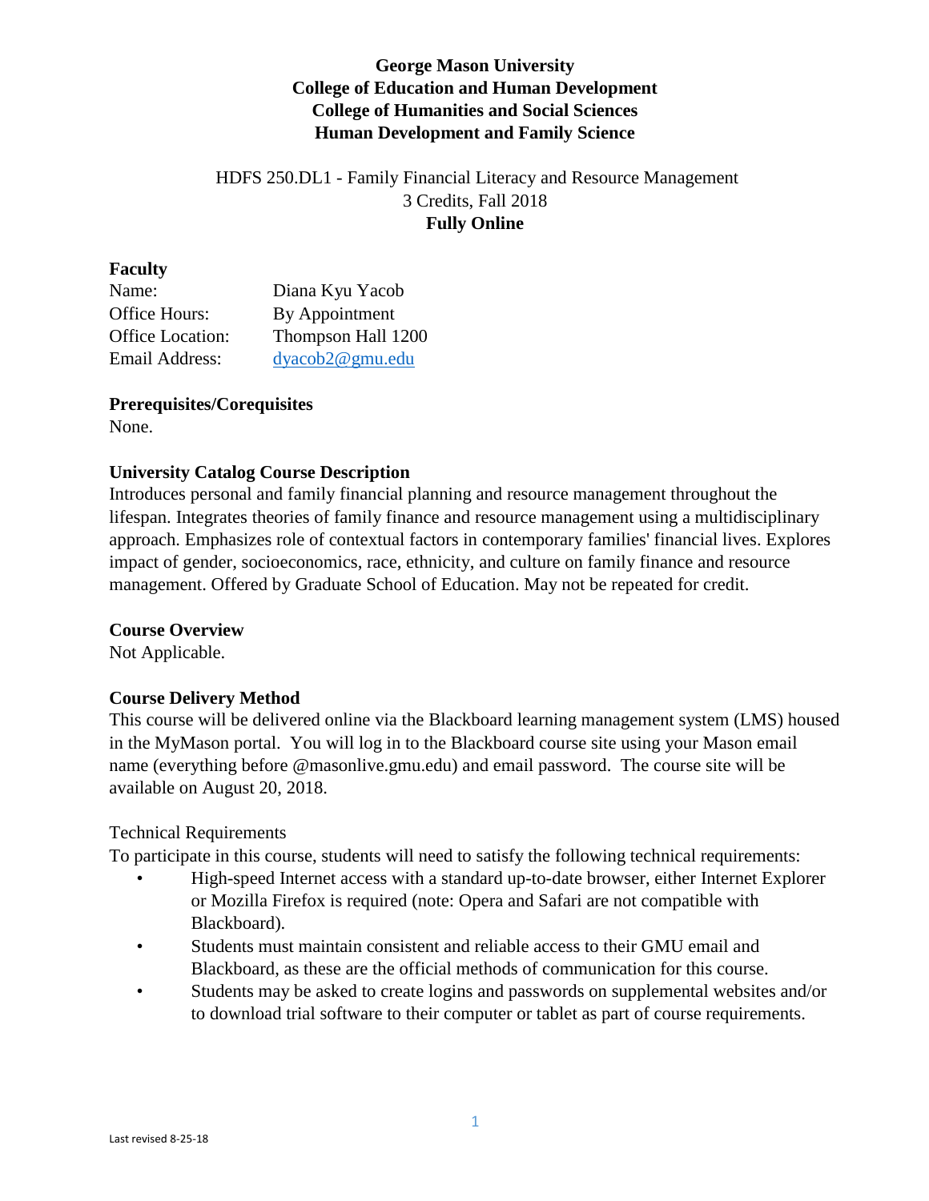**George Mason University**
**College of Education and Human Development**
**College of Humanities and Social Sciences**
**Human Development and Family Science**

HDFS 250.DL1 - Family Financial Literacy and Resource Management
3 Credits, Fall 2018
**Fully Online**

**Faculty**

| | |
|---|---|
| Name: | Diana Kyu Yacob |
| Office Hours: | By Appointment |
| Office Location: | Thompson Hall 1200 |
| Email Address: | dyacob2@gmu.edu |

**Prerequisites/Corequisites**

None.

**University Catalog Course Description**

Introduces personal and family financial planning and resource management throughout the lifespan. Integrates theories of family finance and resource management using a multidisciplinary approach. Emphasizes role of contextual factors in contemporary families' financial lives. Explores impact of gender, socioeconomics, race, ethnicity, and culture on family finance and resource management. Offered by Graduate School of Education. May not be repeated for credit.

**Course Overview**

Not Applicable.

**Course Delivery Method**

This course will be delivered online via the Blackboard learning management system (LMS) housed in the MyMason portal. You will log in to the Blackboard course site using your Mason email name (everything before @masonlive.gmu.edu) and email password. The course site will be available on August 20, 2018.

Technical Requirements

To participate in this course, students will need to satisfy the following technical requirements:

- High-speed Internet access with a standard up-to-date browser, either Internet Explorer or Mozilla Firefox is required (note: Opera and Safari are not compatible with Blackboard).
- Students must maintain consistent and reliable access to their GMU email and Blackboard, as these are the official methods of communication for this course.
- Students may be asked to create logins and passwords on supplemental websites and/or to download trial software to their computer or tablet as part of course requirements.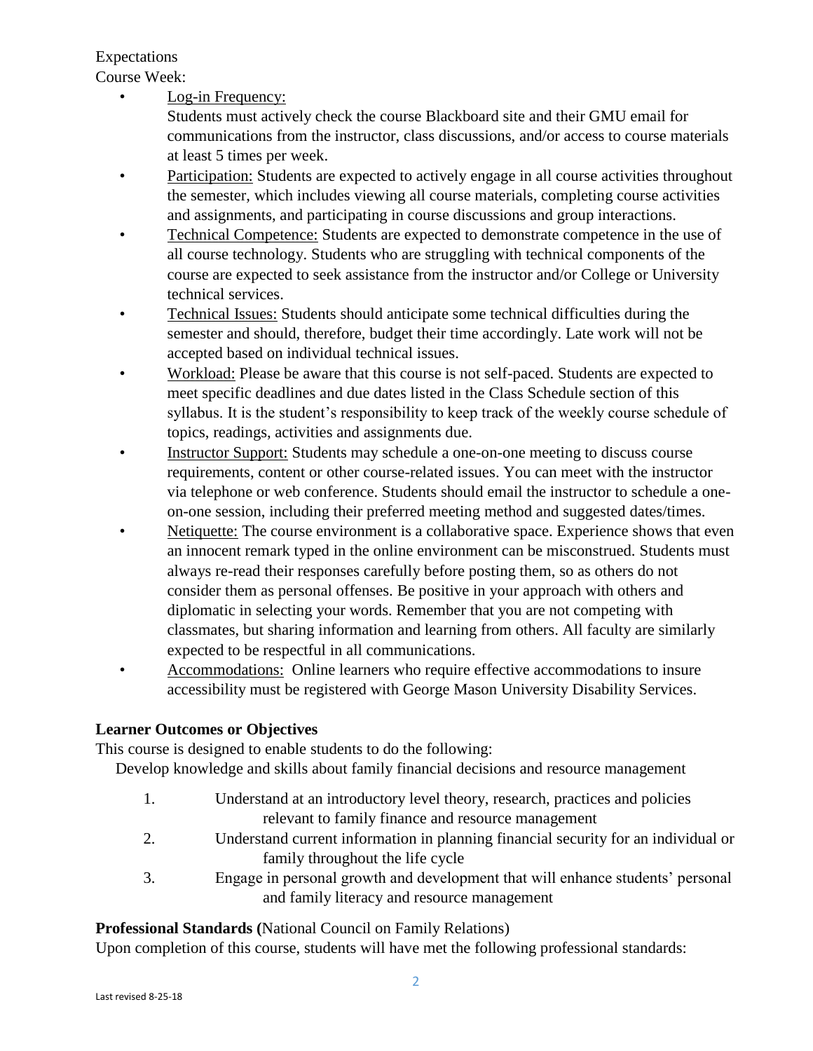Expectations

Course Week:

- Log-in Frequency:
  Students must actively check the course Blackboard site and their GMU email for communications from the instructor, class discussions, and/or access to course materials at least 5 times per week.
- Participation: Students are expected to actively engage in all course activities throughout the semester, which includes viewing all course materials, completing course activities and assignments, and participating in course discussions and group interactions.
- Technical Competence: Students are expected to demonstrate competence in the use of all course technology. Students who are struggling with technical components of the course are expected to seek assistance from the instructor and/or College or University technical services.
- Technical Issues: Students should anticipate some technical difficulties during the semester and should, therefore, budget their time accordingly. Late work will not be accepted based on individual technical issues.
- Workload: Please be aware that this course is not self-paced. Students are expected to meet specific deadlines and due dates listed in the Class Schedule section of this syllabus. It is the student's responsibility to keep track of the weekly course schedule of topics, readings, activities and assignments due.
- Instructor Support: Students may schedule a one-on-one meeting to discuss course requirements, content or other course-related issues. You can meet with the instructor via telephone or web conference. Students should email the instructor to schedule a one-on-one session, including their preferred meeting method and suggested dates/times.
- Netiquette: The course environment is a collaborative space. Experience shows that even an innocent remark typed in the online environment can be misconstrued. Students must always re-read their responses carefully before posting them, so as others do not consider them as personal offenses. Be positive in your approach with others and diplomatic in selecting your words. Remember that you are not competing with classmates, but sharing information and learning from others. All faculty are similarly expected to be respectful in all communications.
- Accommodations: Online learners who require effective accommodations to insure accessibility must be registered with George Mason University Disability Services.

**Learner Outcomes or Objectives**

This course is designed to enable students to do the following:

Develop knowledge and skills about family financial decisions and resource management

1. Understand at an introductory level theory, research, practices and policies relevant to family finance and resource management
2. Understand current information in planning financial security for an individual or family throughout the life cycle
3. Engage in personal growth and development that will enhance students' personal and family literacy and resource management

**Professional Standards (**National Council on Family Relations)

Upon completion of this course, students will have met the following professional standards: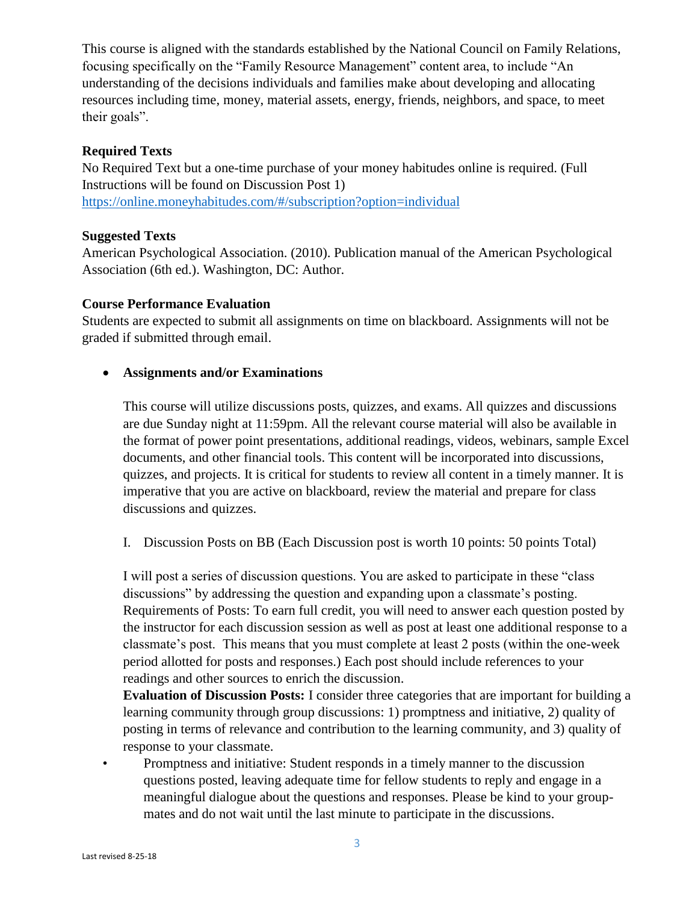This course is aligned with the standards established by the National Council on Family Relations, focusing specifically on the "Family Resource Management" content area, to include "An understanding of the decisions individuals and families make about developing and allocating resources including time, money, material assets, energy, friends, neighbors, and space, to meet their goals".

**Required Texts**

No Required Text but a one-time purchase of your money habitudes online is required. (Full Instructions will be found on Discussion Post 1)
https://online.moneyhabitudes.com/#/subscription?option=individual

**Suggested Texts**

American Psychological Association. (2010). Publication manual of the American Psychological Association (6th ed.). Washington, DC: Author.

**Course Performance Evaluation**

Students are expected to submit all assignments on time on blackboard. Assignments will not be graded if submitted through email.

- **Assignments and/or Examinations**

  This course will utilize discussions posts, quizzes, and exams. All quizzes and discussions are due Sunday night at 11:59pm. All the relevant course material will also be available in the format of power point presentations, additional readings, videos, webinars, sample Excel documents, and other financial tools. This content will be incorporated into discussions, quizzes, and projects. It is critical for students to review all content in a timely manner. It is imperative that you are active on blackboard, review the material and prepare for class discussions and quizzes.

  I. Discussion Posts on BB (Each Discussion post is worth 10 points: 50 points Total)

  I will post a series of discussion questions. You are asked to participate in these "class discussions" by addressing the question and expanding upon a classmate's posting. Requirements of Posts: To earn full credit, you will need to answer each question posted by the instructor for each discussion session as well as post at least one additional response to a classmate's post. This means that you must complete at least 2 posts (within the one-week period allotted for posts and responses.) Each post should include references to your readings and other sources to enrich the discussion.

  **Evaluation of Discussion Posts:** I consider three categories that are important for building a learning community through group discussions: 1) promptness and initiative, 2) quality of posting in terms of relevance and contribution to the learning community, and 3) quality of response to your classmate.

  - Promptness and initiative: Student responds in a timely manner to the discussion questions posted, leaving adequate time for fellow students to reply and engage in a meaningful dialogue about the questions and responses. Please be kind to your group-mates and do not wait until the last minute to participate in the discussions.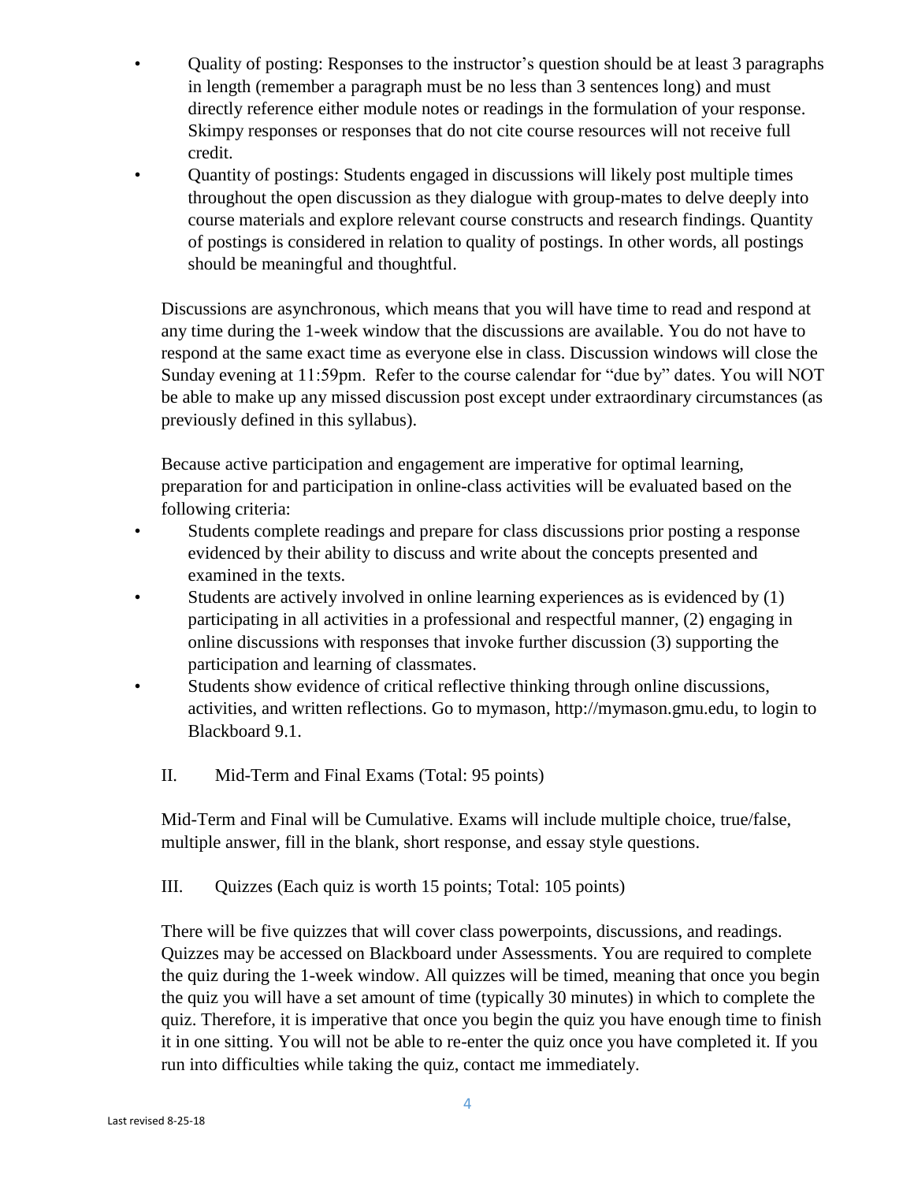- Quality of posting: Responses to the instructor's question should be at least 3 paragraphs in length (remember a paragraph must be no less than 3 sentences long) and must directly reference either module notes or readings in the formulation of your response. Skimpy responses or responses that do not cite course resources will not receive full credit.
- Quantity of postings: Students engaged in discussions will likely post multiple times throughout the open discussion as they dialogue with group-mates to delve deeply into course materials and explore relevant course constructs and research findings. Quantity of postings is considered in relation to quality of postings. In other words, all postings should be meaningful and thoughtful.

Discussions are asynchronous, which means that you will have time to read and respond at any time during the 1-week window that the discussions are available. You do not have to respond at the same exact time as everyone else in class. Discussion windows will close the Sunday evening at 11:59pm. Refer to the course calendar for "due by" dates. You will NOT be able to make up any missed discussion post except under extraordinary circumstances (as previously defined in this syllabus).

Because active participation and engagement are imperative for optimal learning, preparation for and participation in online-class activities will be evaluated based on the following criteria:

- Students complete readings and prepare for class discussions prior posting a response evidenced by their ability to discuss and write about the concepts presented and examined in the texts.
- Students are actively involved in online learning experiences as is evidenced by (1) participating in all activities in a professional and respectful manner, (2) engaging in online discussions with responses that invoke further discussion (3) supporting the participation and learning of classmates.
- Students show evidence of critical reflective thinking through online discussions, activities, and written reflections. Go to mymason, http://mymason.gmu.edu, to login to Blackboard 9.1.

II. Mid-Term and Final Exams (Total: 95 points)

Mid-Term and Final will be Cumulative. Exams will include multiple choice, true/false, multiple answer, fill in the blank, short response, and essay style questions.

III. Quizzes (Each quiz is worth 15 points; Total: 105 points)

There will be five quizzes that will cover class powerpoints, discussions, and readings. Quizzes may be accessed on Blackboard under Assessments. You are required to complete the quiz during the 1-week window. All quizzes will be timed, meaning that once you begin the quiz you will have a set amount of time (typically 30 minutes) in which to complete the quiz. Therefore, it is imperative that once you begin the quiz you have enough time to finish it in one sitting. You will not be able to re-enter the quiz once you have completed it. If you run into difficulties while taking the quiz, contact me immediately.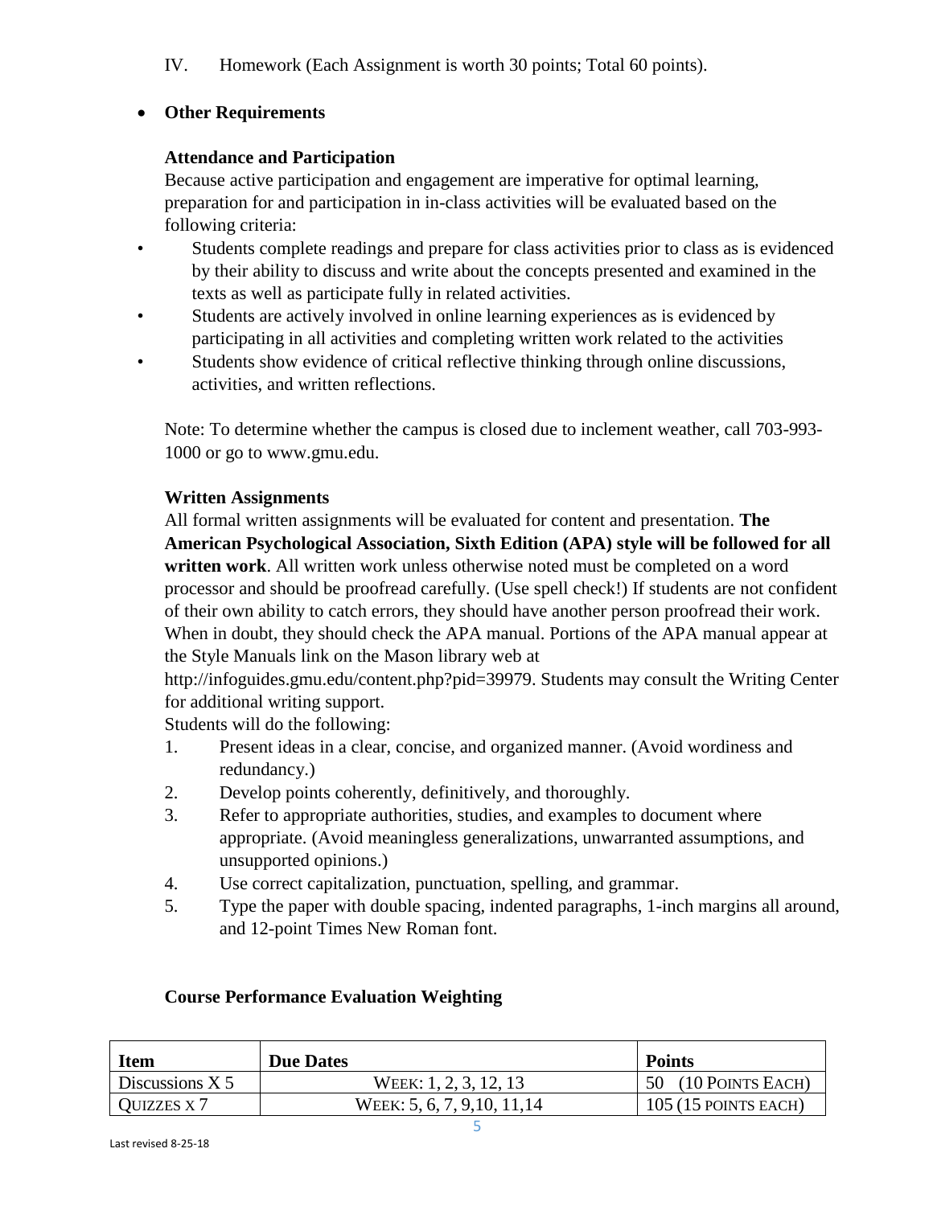IV. Homework (Each Assignment is worth 30 points; Total 60 points).

- **Other Requirements**

**Attendance and Participation**

Because active participation and engagement are imperative for optimal learning, preparation for and participation in in-class activities will be evaluated based on the following criteria:

- Students complete readings and prepare for class activities prior to class as is evidenced by their ability to discuss and write about the concepts presented and examined in the texts as well as participate fully in related activities.
- Students are actively involved in online learning experiences as is evidenced by participating in all activities and completing written work related to the activities
- Students show evidence of critical reflective thinking through online discussions, activities, and written reflections.

Note: To determine whether the campus is closed due to inclement weather, call 703-993-1000 or go to www.gmu.edu.

**Written Assignments**

All formal written assignments will be evaluated for content and presentation. **The American Psychological Association, Sixth Edition (APA) style will be followed for all written work**. All written work unless otherwise noted must be completed on a word processor and should be proofread carefully. (Use spell check!) If students are not confident of their own ability to catch errors, they should have another person proofread their work. When in doubt, they should check the APA manual. Portions of the APA manual appear at the Style Manuals link on the Mason library web at http://infoguides.gmu.edu/content.php?pid=39979. Students may consult the Writing Center for additional writing support.

Students will do the following:

1. Present ideas in a clear, concise, and organized manner. (Avoid wordiness and redundancy.)
2. Develop points coherently, definitively, and thoroughly.
3. Refer to appropriate authorities, studies, and examples to document where appropriate. (Avoid meaningless generalizations, unwarranted assumptions, and unsupported opinions.)
4. Use correct capitalization, punctuation, spelling, and grammar.
5. Type the paper with double spacing, indented paragraphs, 1-inch margins all around, and 12-point Times New Roman font.

**Course Performance Evaluation Weighting**

| Item | Due Dates | Points |
|---|---|---|
| Discussions X 5 | Week: 1, 2, 3, 12, 13 | 50 (10 Points Each) |
| Quizzes x 7 | Week: 5, 6, 7, 9,10, 11,14 | 105 (15 points each) |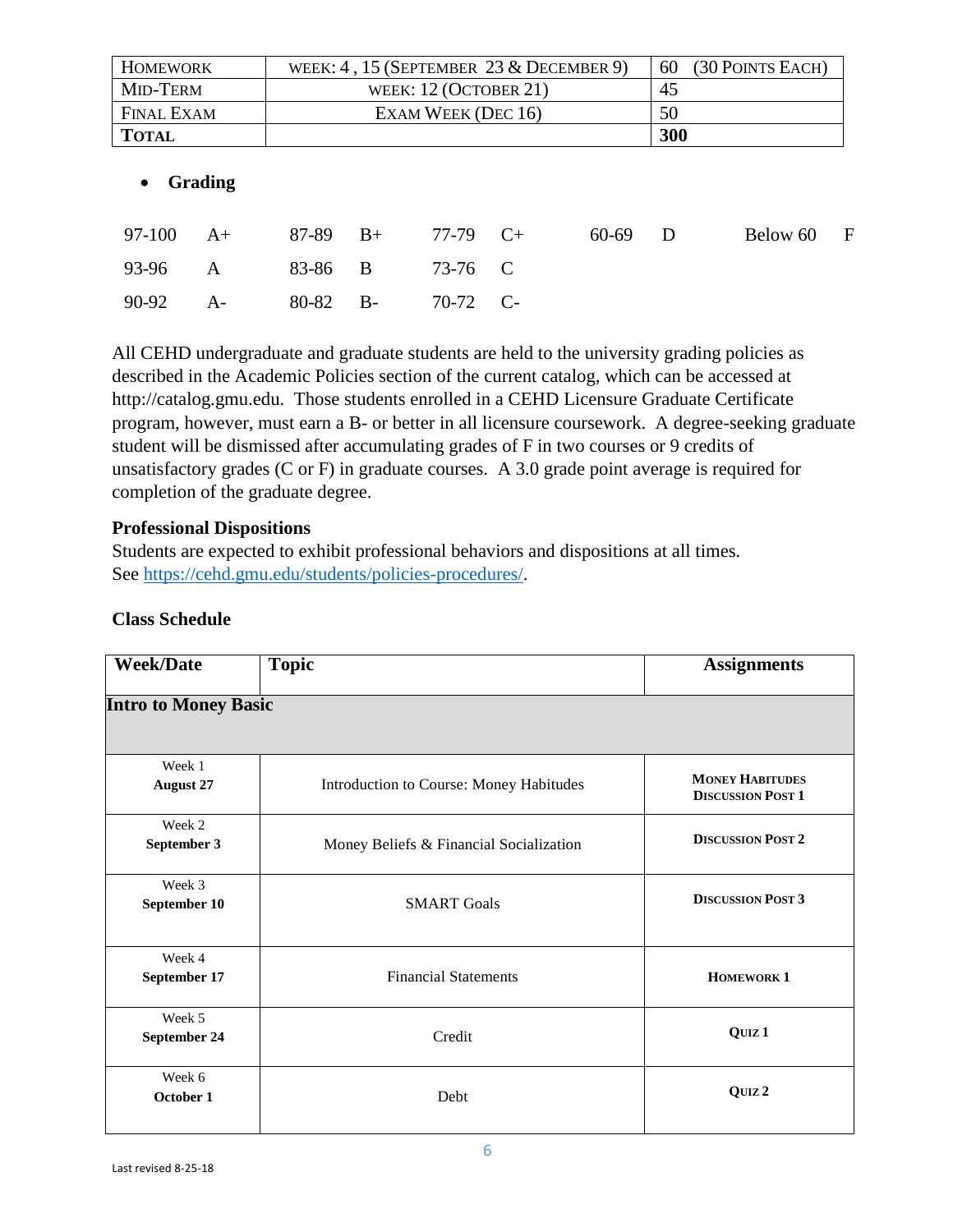| Homework | Week: 4 , 15 (September 23 & December 9) | 60 (30 Points Each) |
| --- | --- | --- |
| Mid-Term | Week: 12 (October 21) | 45 |
| Final Exam | Exam Week (Dec 16) | 50 |
| **Total** | | **300** |

- **Grading**

| | | | | | | | | | |
| --- | --- | --- | --- | --- | --- | --- | --- | --- | --- |
| 97-100 | A+ | 87-89 | B+ | 77-79 | C+ | 60-69 | D | Below 60 | F |
| 93-96 | A | 83-86 | B | 73-76 | C | | | | |
| 90-92 | A- | 80-82 | B- | 70-72 | C- | | | | |

All CEHD undergraduate and graduate students are held to the university grading policies as described in the Academic Policies section of the current catalog, which can be accessed at http://catalog.gmu.edu. Those students enrolled in a CEHD Licensure Graduate Certificate program, however, must earn a B- or better in all licensure coursework. A degree-seeking graduate student will be dismissed after accumulating grades of F in two courses or 9 credits of unsatisfactory grades (C or F) in graduate courses. A 3.0 grade point average is required for completion of the graduate degree.

**Professional Dispositions**

Students are expected to exhibit professional behaviors and dispositions at all times.
See https://cehd.gmu.edu/students/policies-procedures/.

**Class Schedule**

| Week/Date | Topic | Assignments |
| --- | --- | --- |
| **Intro to Money Basic** | | |
| Week 1 **August 27** | Introduction to Course: Money Habitudes | **Money Habitudes Discussion Post 1** |
| Week 2 **September 3** | Money Beliefs & Financial Socialization | **Discussion Post 2** |
| Week 3 **September 10** | SMART Goals | **Discussion Post 3** |
| Week 4 **September 17** | Financial Statements | **Homework 1** |
| Week 5 **September 24** | Credit | **Quiz 1** |
| Week 6 **October 1** | Debt | **Quiz 2** |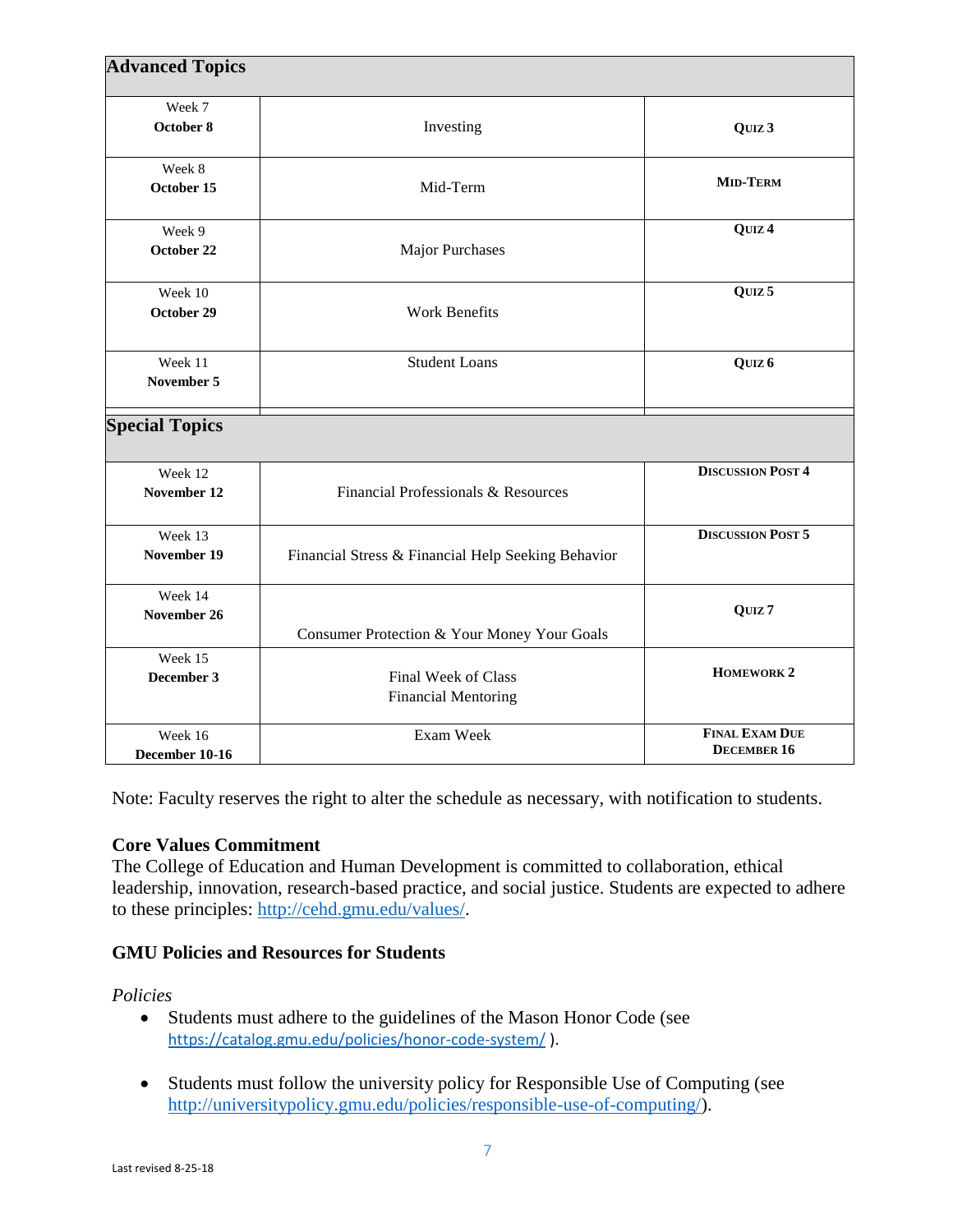| Week | Topic | Assignment |
|---|---|---|
| **Advanced Topics** | | |
| Week 7 **October 8** | Investing | **Quiz 3** |
| Week 8 **October 15** | Mid-Term | **Mid-Term** |
| Week 9 **October 22** | Major Purchases | **Quiz 4** |
| Week 10 **October 29** | Work Benefits | **Quiz 5** |
| Week 11 **November 5** | Student Loans | **Quiz 6** |
| **Special Topics** | | |
| Week 12 **November 12** | Financial Professionals & Resources | **Discussion Post 4** |
| Week 13 **November 19** | Financial Stress & Financial Help Seeking Behavior | **Discussion Post 5** |
| Week 14 **November 26** | Consumer Protection & Your Money Your Goals | **Quiz 7** |
| Week 15 **December 3** | Final Week of Class<br>Financial Mentoring | **Homework 2** |
| Week 16 **December 10-16** | Exam Week | **Final Exam Due December 16** |

Note: Faculty reserves the right to alter the schedule as necessary, with notification to students.

**Core Values Commitment**

The College of Education and Human Development is committed to collaboration, ethical leadership, innovation, research-based practice, and social justice. Students are expected to adhere to these principles: http://cehd.gmu.edu/values/.

**GMU Policies and Resources for Students**

*Policies*

- Students must adhere to the guidelines of the Mason Honor Code (see https://catalog.gmu.edu/policies/honor-code-system/ ).
- Students must follow the university policy for Responsible Use of Computing (see http://universitypolicy.gmu.edu/policies/responsible-use-of-computing/).

Last revised 8-25-18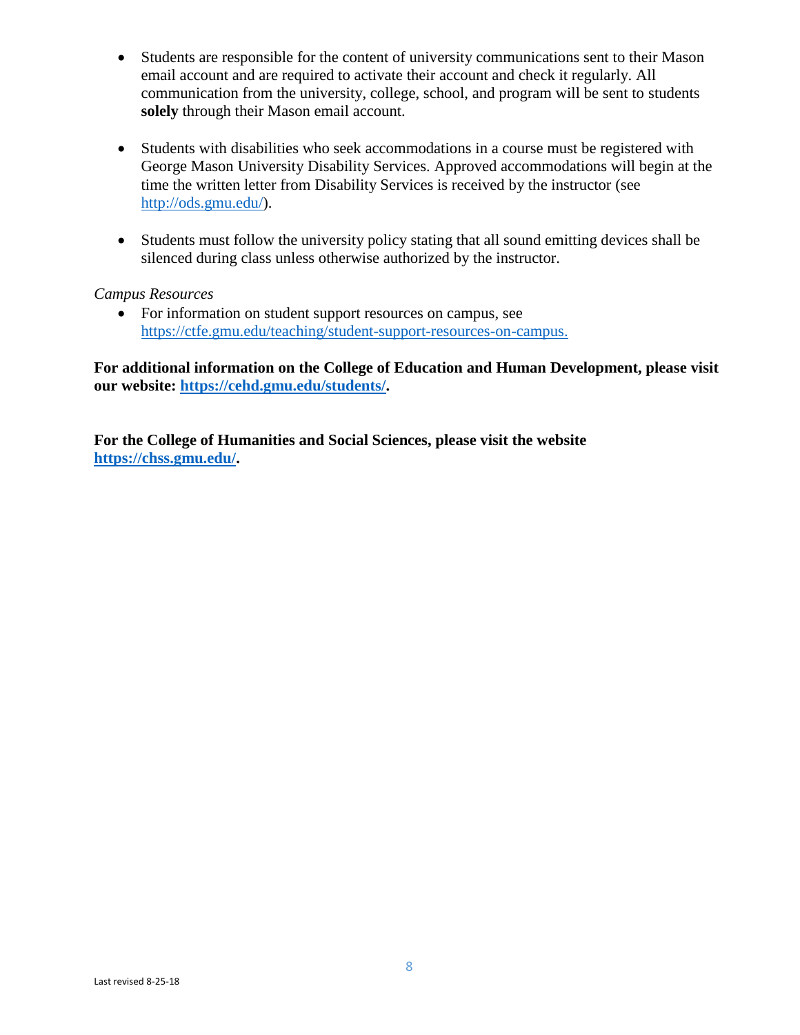- Students are responsible for the content of university communications sent to their Mason email account and are required to activate their account and check it regularly. All communication from the university, college, school, and program will be sent to students **solely** through their Mason email account.

- Students with disabilities who seek accommodations in a course must be registered with George Mason University Disability Services. Approved accommodations will begin at the time the written letter from Disability Services is received by the instructor (see http://ods.gmu.edu/).

- Students must follow the university policy stating that all sound emitting devices shall be silenced during class unless otherwise authorized by the instructor.

*Campus Resources*

- For information on student support resources on campus, see https://ctfe.gmu.edu/teaching/student-support-resources-on-campus.

**For additional information on the College of Education and Human Development, please visit our website: https://cehd.gmu.edu/students/.**

**For the College of Humanities and Social Sciences, please visit the website https://chss.gmu.edu/.**